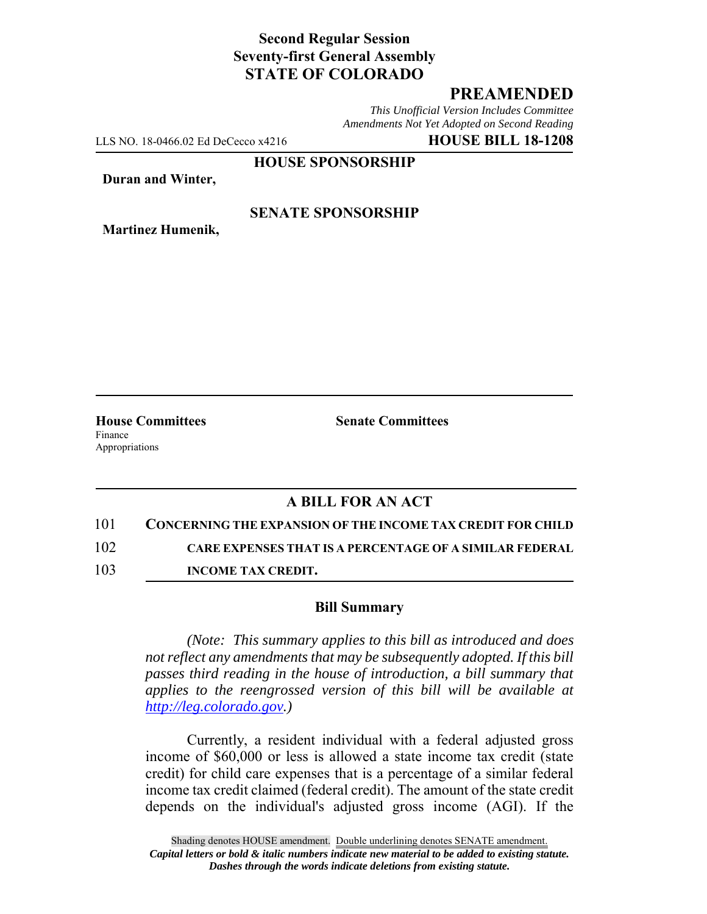**Second Regular Session**
**Seventy-first General Assembly**
**STATE OF COLORADO**

# PREAMENDED

*This Unofficial Version Includes Committee Amendments Not Yet Adopted on Second Reading*

LLS NO. 18-0466.02 Ed DeCecco x4216 **HOUSE BILL 18-1208**

**HOUSE SPONSORSHIP**

**Duran and Winter,**

**SENATE SPONSORSHIP**

**Martinez Humenik,**

**House Committees**
Finance
Appropriations

**Senate Committees**

## A BILL FOR AN ACT

101 **CONCERNING THE EXPANSION OF THE INCOME TAX CREDIT FOR CHILD**
102 **CARE EXPENSES THAT IS A PERCENTAGE OF A SIMILAR FEDERAL**
103 **INCOME TAX CREDIT.**

### Bill Summary

*(Note: This summary applies to this bill as introduced and does not reflect any amendments that may be subsequently adopted. If this bill passes third reading in the house of introduction, a bill summary that applies to the reengrossed version of this bill will be available at http://leg.colorado.gov.)*

Currently, a resident individual with a federal adjusted gross income of $60,000 or less is allowed a state income tax credit (state credit) for child care expenses that is a percentage of a similar federal income tax credit claimed (federal credit). The amount of the state credit depends on the individual's adjusted gross income (AGI). If the

Shading denotes HOUSE amendment. Double underlining denotes SENATE amendment.
*Capital letters or bold & italic numbers indicate new material to be added to existing statute.*
*Dashes through the words indicate deletions from existing statute.*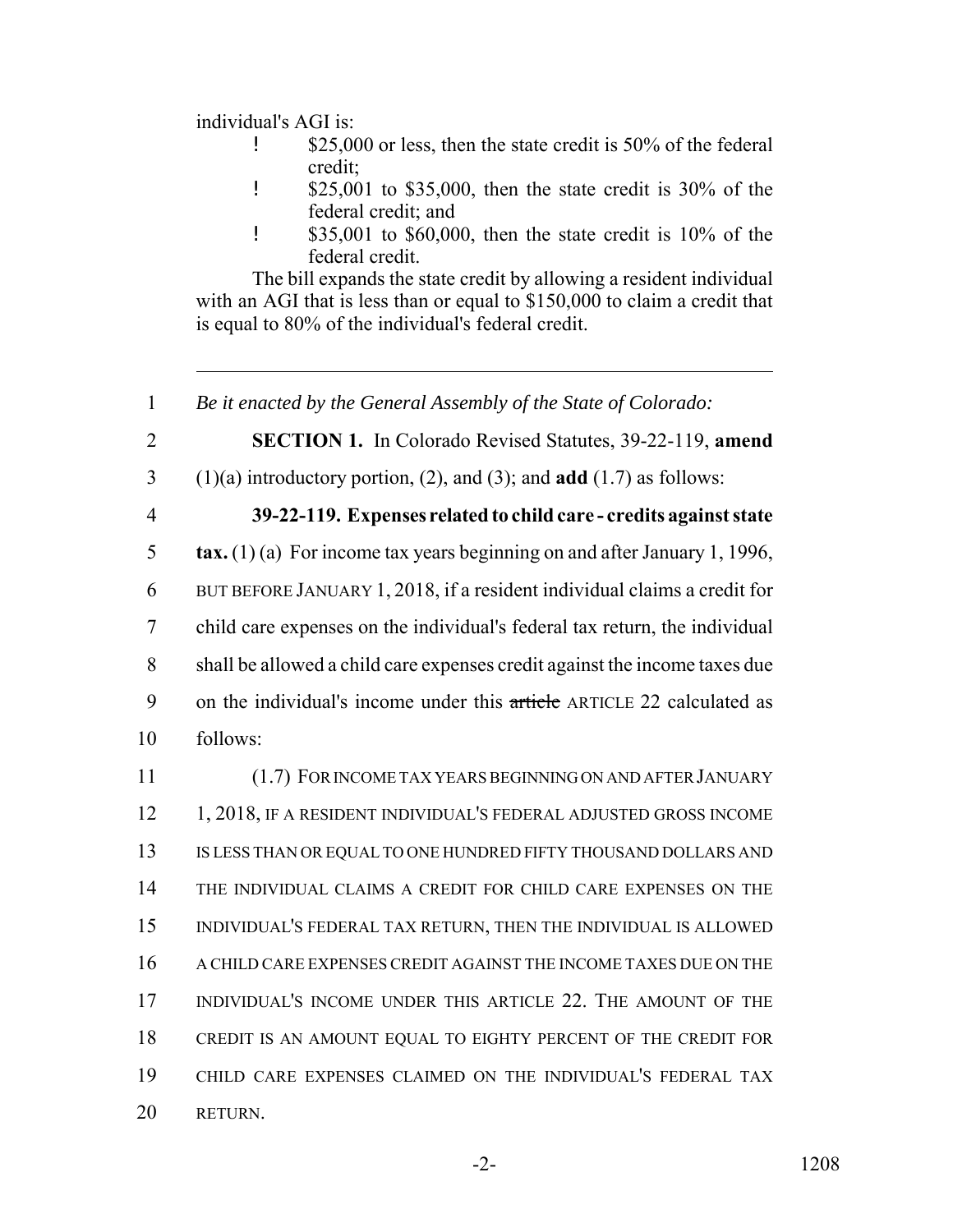individual's AGI is:

- $25,000 or less, then the state credit is 50% of the federal credit;
- $25,001 to $35,000, then the state credit is 30% of the federal credit; and
- $35,001 to $60,000, then the state credit is 10% of the federal credit.

The bill expands the state credit by allowing a resident individual with an AGI that is less than or equal to $150,000 to claim a credit that is equal to 80% of the individual's federal credit.

---

1 *Be it enacted by the General Assembly of the State of Colorado:*

2 **SECTION 1.** In Colorado Revised Statutes, 39-22-119, **amend**
3 (1)(a) introductory portion, (2), and (3); and **add** (1.7) as follows:

4 **39-22-119. Expenses related to child care - credits against state**
5 **tax.** (1) (a) For income tax years beginning on and after January 1, 1996,
6 BUT BEFORE JANUARY 1, 2018, if a resident individual claims a credit for
7 child care expenses on the individual's federal tax return, the individual
8 shall be allowed a child care expenses credit against the income taxes due
9 on the individual's income under this ~~article~~ ARTICLE 22 calculated as
10 follows:

11 (1.7) FOR INCOME TAX YEARS BEGINNING ON AND AFTER JANUARY
12 1, 2018, IF A RESIDENT INDIVIDUAL'S FEDERAL ADJUSTED GROSS INCOME
13 IS LESS THAN OR EQUAL TO ONE HUNDRED FIFTY THOUSAND DOLLARS AND
14 THE INDIVIDUAL CLAIMS A CREDIT FOR CHILD CARE EXPENSES ON THE
15 INDIVIDUAL'S FEDERAL TAX RETURN, THEN THE INDIVIDUAL IS ALLOWED
16 A CHILD CARE EXPENSES CREDIT AGAINST THE INCOME TAXES DUE ON THE
17 INDIVIDUAL'S INCOME UNDER THIS ARTICLE 22. THE AMOUNT OF THE
18 CREDIT IS AN AMOUNT EQUAL TO EIGHTY PERCENT OF THE CREDIT FOR
19 CHILD CARE EXPENSES CLAIMED ON THE INDIVIDUAL'S FEDERAL TAX
20 RETURN.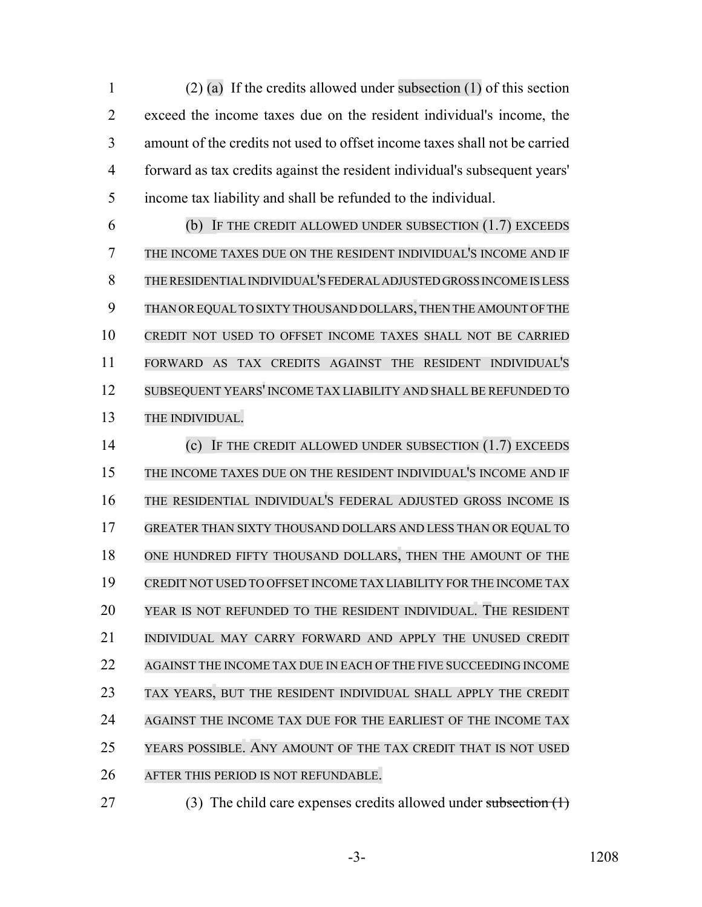(2) (a) If the credits allowed under subsection (1) of this section exceed the income taxes due on the resident individual's income, the amount of the credits not used to offset income taxes shall not be carried forward as tax credits against the resident individual's subsequent years' income tax liability and shall be refunded to the individual.

(b) IF THE CREDIT ALLOWED UNDER SUBSECTION (1.7) EXCEEDS THE INCOME TAXES DUE ON THE RESIDENT INDIVIDUAL'S INCOME AND IF THE RESIDENTIAL INDIVIDUAL'S FEDERAL ADJUSTED GROSS INCOME IS LESS THAN OR EQUAL TO SIXTY THOUSAND DOLLARS, THEN THE AMOUNT OF THE CREDIT NOT USED TO OFFSET INCOME TAXES SHALL NOT BE CARRIED FORWARD AS TAX CREDITS AGAINST THE RESIDENT INDIVIDUAL'S SUBSEQUENT YEARS' INCOME TAX LIABILITY AND SHALL BE REFUNDED TO THE INDIVIDUAL.

(c) IF THE CREDIT ALLOWED UNDER SUBSECTION (1.7) EXCEEDS THE INCOME TAXES DUE ON THE RESIDENT INDIVIDUAL'S INCOME AND IF THE RESIDENTIAL INDIVIDUAL'S FEDERAL ADJUSTED GROSS INCOME IS GREATER THAN SIXTY THOUSAND DOLLARS AND LESS THAN OR EQUAL TO ONE HUNDRED FIFTY THOUSAND DOLLARS, THEN THE AMOUNT OF THE CREDIT NOT USED TO OFFSET INCOME TAX LIABILITY FOR THE INCOME TAX YEAR IS NOT REFUNDED TO THE RESIDENT INDIVIDUAL. THE RESIDENT INDIVIDUAL MAY CARRY FORWARD AND APPLY THE UNUSED CREDIT AGAINST THE INCOME TAX DUE IN EACH OF THE FIVE SUCCEEDING INCOME TAX YEARS, BUT THE RESIDENT INDIVIDUAL SHALL APPLY THE CREDIT AGAINST THE INCOME TAX DUE FOR THE EARLIEST OF THE INCOME TAX YEARS POSSIBLE. ANY AMOUNT OF THE TAX CREDIT THAT IS NOT USED AFTER THIS PERIOD IS NOT REFUNDABLE.

(3) The child care expenses credits allowed under ~~subsection (1)~~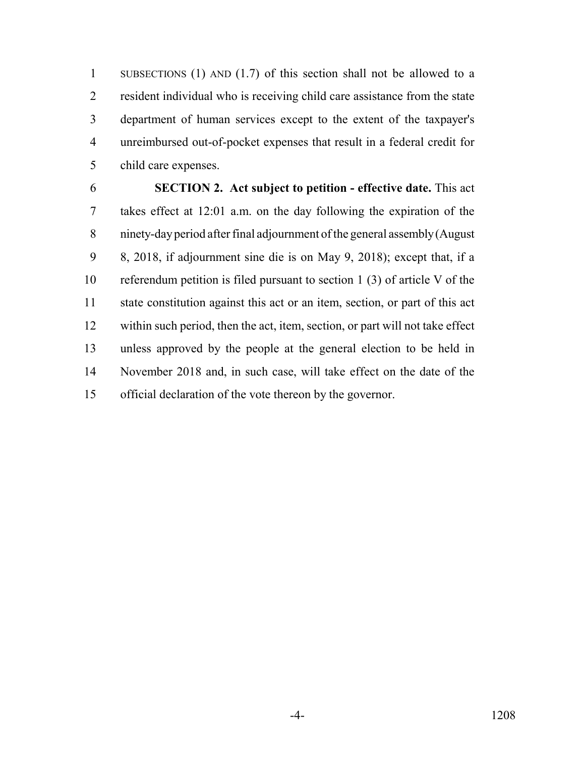SUBSECTIONS (1) AND (1.7) of this section shall not be allowed to a resident individual who is receiving child care assistance from the state department of human services except to the extent of the taxpayer's unreimbursed out-of-pocket expenses that result in a federal credit for child care expenses.

**SECTION 2. Act subject to petition - effective date.** This act takes effect at 12:01 a.m. on the day following the expiration of the ninety-day period after final adjournment of the general assembly (August 8, 2018, if adjournment sine die is on May 9, 2018); except that, if a referendum petition is filed pursuant to section 1 (3) of article V of the state constitution against this act or an item, section, or part of this act within such period, then the act, item, section, or part will not take effect unless approved by the people at the general election to be held in November 2018 and, in such case, will take effect on the date of the official declaration of the vote thereon by the governor.